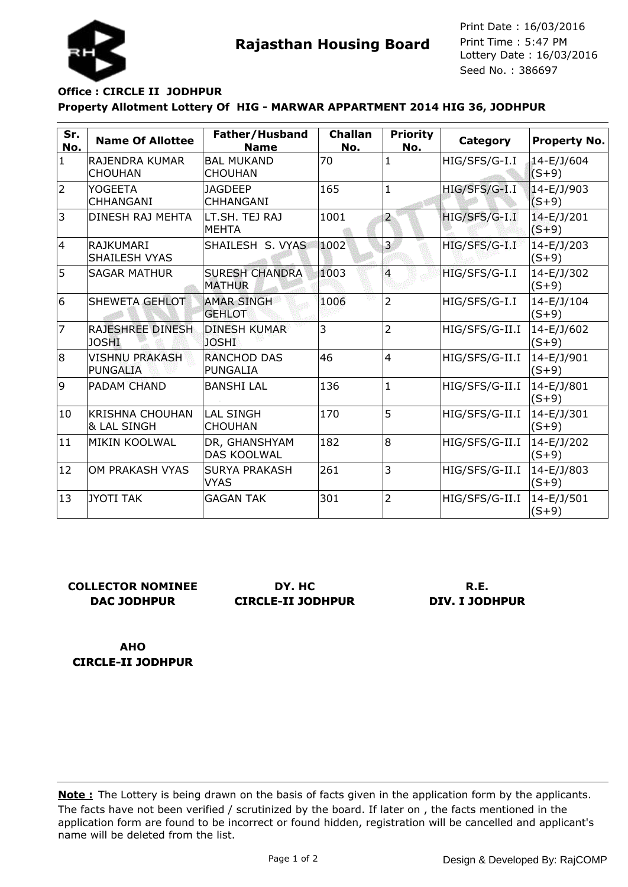# Rajasthan Housing Board

Print Date : 16/03/2016
Print Time : 5:47 PM
Lottery Date : 16/03/2016
Seed No. : 386697

**Office : CIRCLE II JODHPUR**

**Property Allotment Lottery Of HIG - MARWAR APPARTMENT 2014 HIG 36, JODHPUR**

| Sr. No. | Name Of Allottee | Father/Husband Name | Challan No. | Priority No. | Category | Property No. |
|---|---|---|---|---|---|---|
| 1 | RAJENDRA KUMAR CHOUHAN | BAL MUKAND CHOUHAN | 70 | 1 | HIG/SFS/G-I.I | 14-E/J/604 (S+9) |
| 2 | YOGEETA CHHANGANI | JAGDEEP CHHANGANI | 165 | 1 | HIG/SFS/G-I.I | 14-E/J/903 (S+9) |
| 3 | DINESH RAJ MEHTA | LT.SH. TEJ RAJ MEHTA | 1001 | 2 | HIG/SFS/G-I.I | 14-E/J/201 (S+9) |
| 4 | RAJKUMARI SHAILESH VYAS | SHAILESH S. VYAS | 1002 | 3 | HIG/SFS/G-I.I | 14-E/J/203 (S+9) |
| 5 | SAGAR MATHUR | SURESH CHANDRA MATHUR | 1003 | 4 | HIG/SFS/G-I.I | 14-E/J/302 (S+9) |
| 6 | SHEWETA GEHLOT | AMAR SINGH GEHLOT | 1006 | 2 | HIG/SFS/G-I.I | 14-E/J/104 (S+9) |
| 7 | RAJESHREE DINESH JOSHI | DINESH KUMAR JOSHI | 3 | 2 | HIG/SFS/G-II.I | 14-E/J/602 (S+9) |
| 8 | VISHNU PRAKASH PUNGALIA | RANCHOD DAS PUNGALIA | 46 | 4 | HIG/SFS/G-II.I | 14-E/J/901 (S+9) |
| 9 | PADAM CHAND | BANSHI LAL | 136 | 1 | HIG/SFS/G-II.I | 14-E/J/801 (S+9) |
| 10 | KRISHNA CHOUHAN & LAL SINGH | LAL SINGH CHOUHAN | 170 | 5 | HIG/SFS/G-II.I | 14-E/J/301 (S+9) |
| 11 | MIKIN KOOLWAL | DR, GHANSHYAM DAS KOOLWAL | 182 | 8 | HIG/SFS/G-II.I | 14-E/J/202 (S+9) |
| 12 | OM PRAKASH VYAS | SURYA PRAKASH VYAS | 261 | 3 | HIG/SFS/G-II.I | 14-E/J/803 (S+9) |
| 13 | JYOTI TAK | GAGAN TAK | 301 | 2 | HIG/SFS/G-II.I | 14-E/J/501 (S+9) |

**COLLECTOR NOMINEE**
**DAC JODHPUR**

**DY. HC**
**CIRCLE-II JODHPUR**

**R.E.**
**DIV. I JODHPUR**

**AHO**
**CIRCLE-II JODHPUR**

**Note :** The Lottery is being drawn on the basis of facts given in the application form by the applicants. The facts have not been verified / scrutinized by the board. If later on , the facts mentioned in the application form are found to be incorrect or found hidden, registration will be cancelled and applicant's name will be deleted from the list.

Design & Developed By: RajCOMP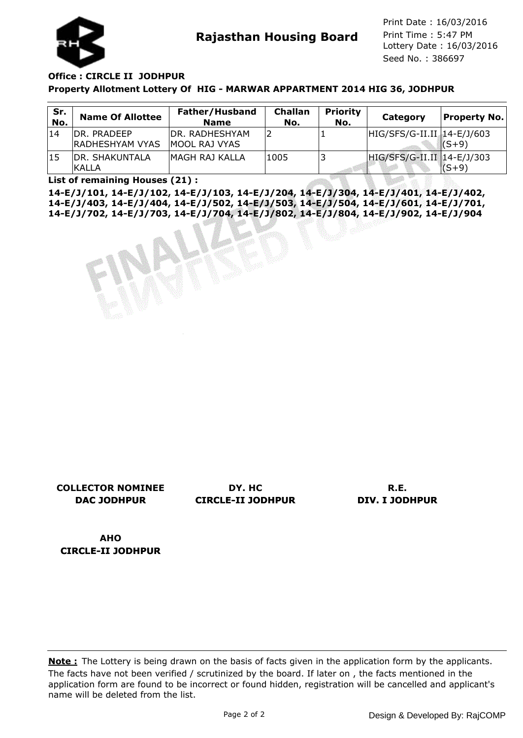**Rajasthan Housing Board**

Print Date : 16/03/2016
Print Time : 5:47 PM
Lottery Date : 16/03/2016
Seed No. : 386697

**Office : CIRCLE II JODHPUR**

**Property Allotment Lottery Of HIG - MARWAR APPARTMENT 2014 HIG 36, JODHPUR**

| Sr. No. | Name Of Allottee | Father/Husband Name | Challan No. | Priority No. | Category | Property No. |
|---|---|---|---|---|---|---|
| 14 | DR. PRADEEP RADHESHYAM VYAS | DR. RADHESHYAM MOOL RAJ VYAS | 2 | 1 | HIG/SFS/G-II.II | 14-E/J/603 (S+9) |
| 15 | DR. SHAKUNTALA KALLA | MAGH RAJ KALLA | 1005 | 3 | HIG/SFS/G-II.II | 14-E/J/303 (S+9) |

**List of remaining Houses (21) :**

**14-E/J/101, 14-E/J/102, 14-E/J/103, 14-E/J/204, 14-E/J/304, 14-E/J/401, 14-E/J/402, 14-E/J/403, 14-E/J/404, 14-E/J/502, 14-E/J/503, 14-E/J/504, 14-E/J/601, 14-E/J/701, 14-E/J/702, 14-E/J/703, 14-E/J/704, 14-E/J/802, 14-E/J/804, 14-E/J/902, 14-E/J/904**

**COLLECTOR NOMINEE**
**DAC JODHPUR**

**DY. HC**
**CIRCLE-II JODHPUR**

**R.E.**
**DIV. I JODHPUR**

**AHO**
**CIRCLE-II JODHPUR**

**Note :** The Lottery is being drawn on the basis of facts given in the application form by the applicants. The facts have not been verified / scrutinized by the board. If later on , the facts mentioned in the application form are found to be incorrect or found hidden, registration will be cancelled and applicant's name will be deleted from the list.

Design & Developed By: RajCOMP